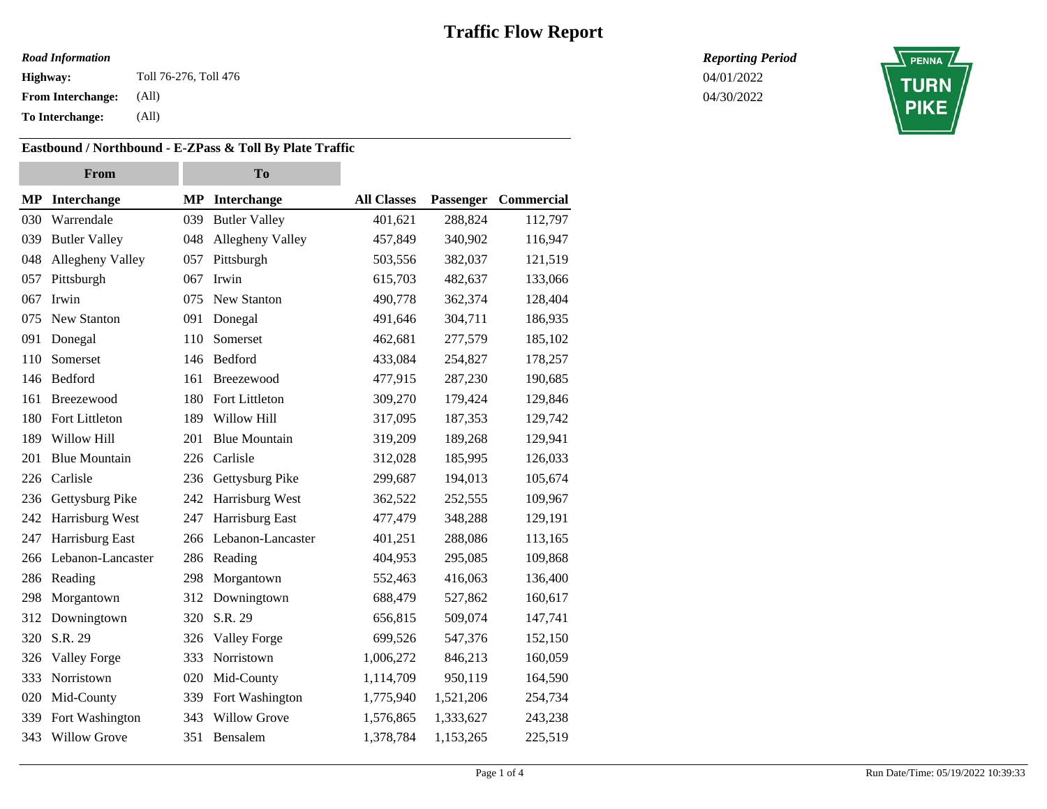# Traffic Flow Report

*Road Information*

**Highway:** Toll 76-276, Toll 476

**From Interchange:** (All)

**To Interchange:** (All)

*Reporting Period*

04/01/2022

04/30/2022

**Eastbound / Northbound - E-ZPass & Toll By Plate Traffic**

| From | | To | | | | |
|---|---|---|---|---|---|---|
| **MP** | **Interchange** | **MP** | **Interchange** | **All Classes** | **Passenger** | **Commercial** |
| 030 | Warrendale | 039 | Butler Valley | 401,621 | 288,824 | 112,797 |
| 039 | Butler Valley | 048 | Allegheny Valley | 457,849 | 340,902 | 116,947 |
| 048 | Allegheny Valley | 057 | Pittsburgh | 503,556 | 382,037 | 121,519 |
| 057 | Pittsburgh | 067 | Irwin | 615,703 | 482,637 | 133,066 |
| 067 | Irwin | 075 | New Stanton | 490,778 | 362,374 | 128,404 |
| 075 | New Stanton | 091 | Donegal | 491,646 | 304,711 | 186,935 |
| 091 | Donegal | 110 | Somerset | 462,681 | 277,579 | 185,102 |
| 110 | Somerset | 146 | Bedford | 433,084 | 254,827 | 178,257 |
| 146 | Bedford | 161 | Breezewood | 477,915 | 287,230 | 190,685 |
| 161 | Breezewood | 180 | Fort Littleton | 309,270 | 179,424 | 129,846 |
| 180 | Fort Littleton | 189 | Willow Hill | 317,095 | 187,353 | 129,742 |
| 189 | Willow Hill | 201 | Blue Mountain | 319,209 | 189,268 | 129,941 |
| 201 | Blue Mountain | 226 | Carlisle | 312,028 | 185,995 | 126,033 |
| 226 | Carlisle | 236 | Gettysburg Pike | 299,687 | 194,013 | 105,674 |
| 236 | Gettysburg Pike | 242 | Harrisburg West | 362,522 | 252,555 | 109,967 |
| 242 | Harrisburg West | 247 | Harrisburg East | 477,479 | 348,288 | 129,191 |
| 247 | Harrisburg East | 266 | Lebanon-Lancaster | 401,251 | 288,086 | 113,165 |
| 266 | Lebanon-Lancaster | 286 | Reading | 404,953 | 295,085 | 109,868 |
| 286 | Reading | 298 | Morgantown | 552,463 | 416,063 | 136,400 |
| 298 | Morgantown | 312 | Downingtown | 688,479 | 527,862 | 160,617 |
| 312 | Downingtown | 320 | S.R. 29 | 656,815 | 509,074 | 147,741 |
| 320 | S.R. 29 | 326 | Valley Forge | 699,526 | 547,376 | 152,150 |
| 326 | Valley Forge | 333 | Norristown | 1,006,272 | 846,213 | 160,059 |
| 333 | Norristown | 020 | Mid-County | 1,114,709 | 950,119 | 164,590 |
| 020 | Mid-County | 339 | Fort Washington | 1,775,940 | 1,521,206 | 254,734 |
| 339 | Fort Washington | 343 | Willow Grove | 1,576,865 | 1,333,627 | 243,238 |
| 343 | Willow Grove | 351 | Bensalem | 1,378,784 | 1,153,265 | 225,519 |

Run Date/Time: 05/19/2022 10:39:33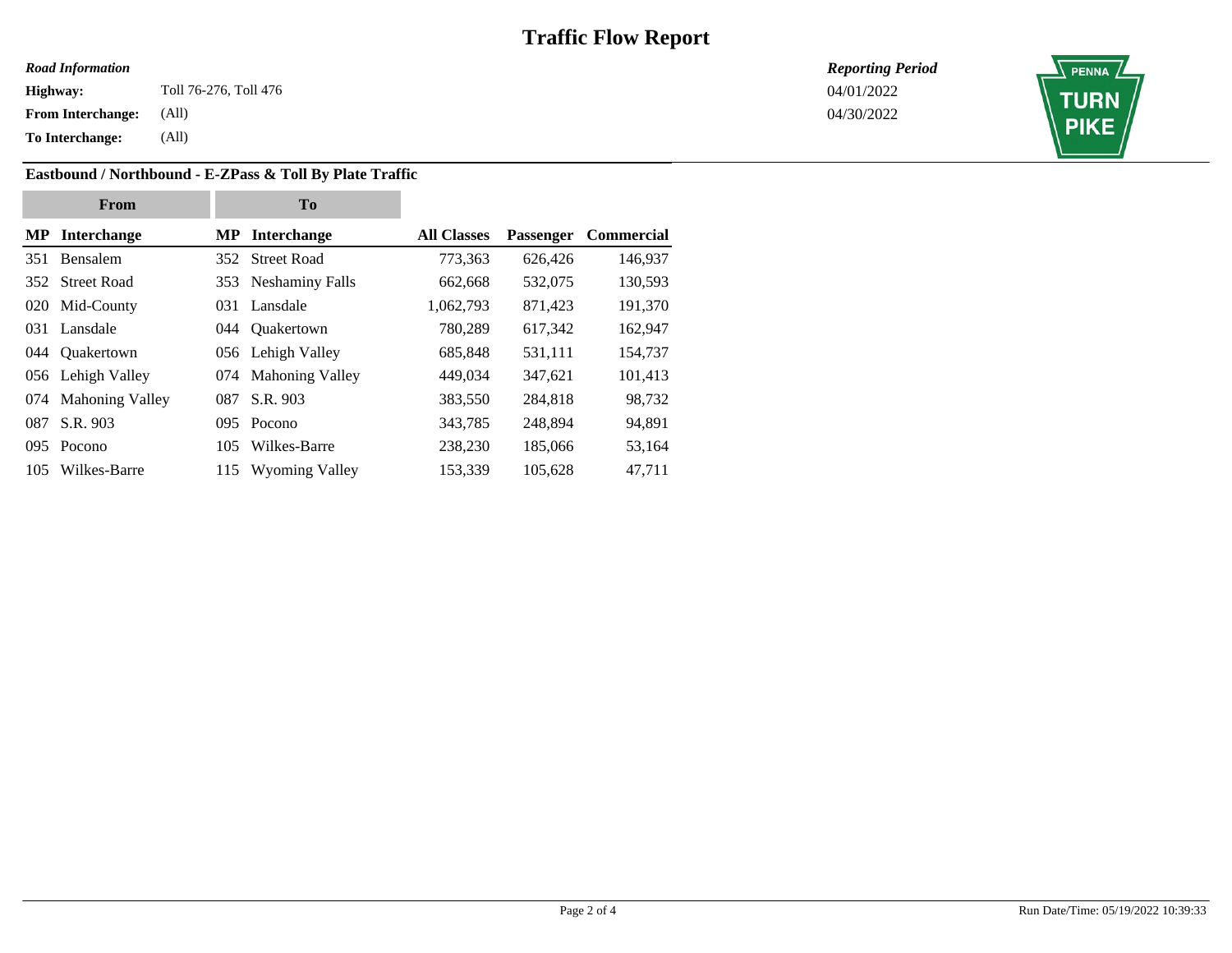# Traffic Flow Report

***Road Information***

**Highway:** Toll 76-276, Toll 476

**From Interchange:** (All)

**To Interchange:** (All)

***Reporting Period***

04/01/2022

04/30/2022

PENNA TURN PIKE

### Eastbound / Northbound - E-ZPass & Toll By Plate Traffic

| From | | To | | | | |
|---|---|---|---|---|---|---|
| **MP** | **Interchange** | **MP** | **Interchange** | **All Classes** | **Passenger** | **Commercial** |
| 351 | Bensalem | 352 | Street Road | 773,363 | 626,426 | 146,937 |
| 352 | Street Road | 353 | Neshaminy Falls | 662,668 | 532,075 | 130,593 |
| 020 | Mid-County | 031 | Lansdale | 1,062,793 | 871,423 | 191,370 |
| 031 | Lansdale | 044 | Quakertown | 780,289 | 617,342 | 162,947 |
| 044 | Quakertown | 056 | Lehigh Valley | 685,848 | 531,111 | 154,737 |
| 056 | Lehigh Valley | 074 | Mahoning Valley | 449,034 | 347,621 | 101,413 |
| 074 | Mahoning Valley | 087 | S.R. 903 | 383,550 | 284,818 | 98,732 |
| 087 | S.R. 903 | 095 | Pocono | 343,785 | 248,894 | 94,891 |
| 095 | Pocono | 105 | Wilkes-Barre | 238,230 | 185,066 | 53,164 |
| 105 | Wilkes-Barre | 115 | Wyoming Valley | 153,339 | 105,628 | 47,711 |

Run Date/Time: 05/19/2022 10:39:33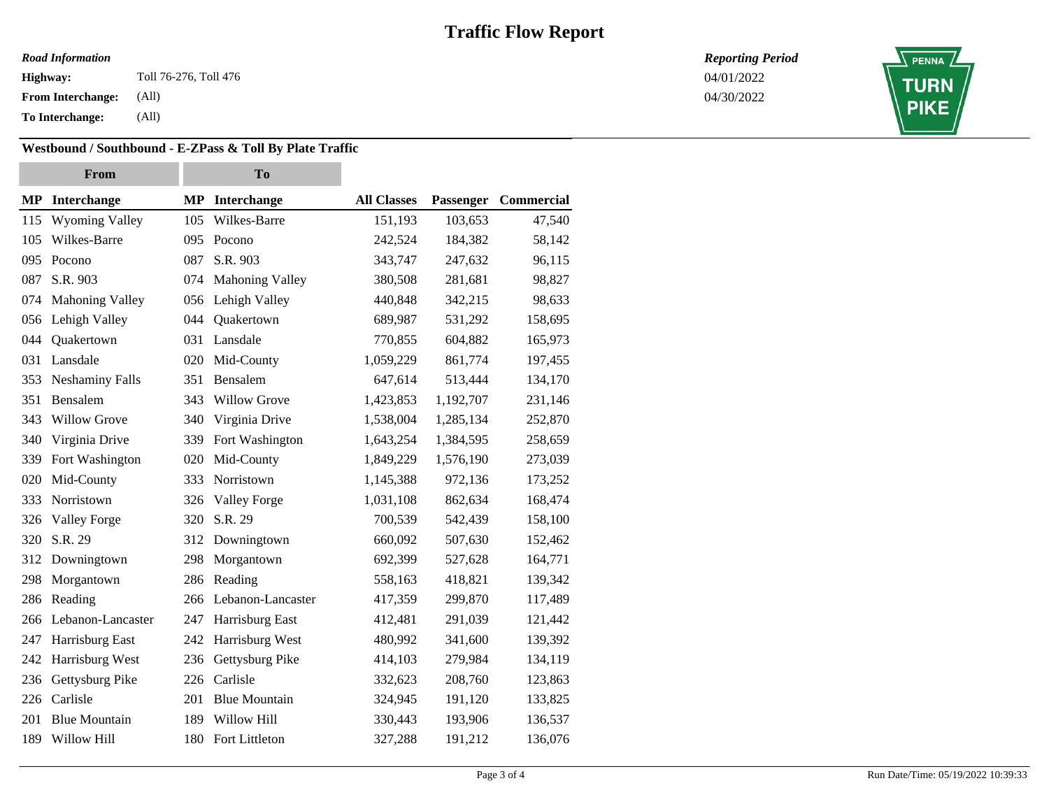# Traffic Flow Report

***Road Information***

**Highway:** Toll 76-276, Toll 476

**From Interchange:** (All)

**To Interchange:** (All)

***Reporting Period***

04/01/2022

04/30/2022

PENNA TURN PIKE

### Westbound / Southbound - E-ZPass & Toll By Plate Traffic

| From | | To | | | | |
|---|---|---|---|---|---|---|
| **MP** | **Interchange** | **MP** | **Interchange** | **All Classes** | **Passenger** | **Commercial** |
| 115 | Wyoming Valley | 105 | Wilkes-Barre | 151,193 | 103,653 | 47,540 |
| 105 | Wilkes-Barre | 095 | Pocono | 242,524 | 184,382 | 58,142 |
| 095 | Pocono | 087 | S.R. 903 | 343,747 | 247,632 | 96,115 |
| 087 | S.R. 903 | 074 | Mahoning Valley | 380,508 | 281,681 | 98,827 |
| 074 | Mahoning Valley | 056 | Lehigh Valley | 440,848 | 342,215 | 98,633 |
| 056 | Lehigh Valley | 044 | Quakertown | 689,987 | 531,292 | 158,695 |
| 044 | Quakertown | 031 | Lansdale | 770,855 | 604,882 | 165,973 |
| 031 | Lansdale | 020 | Mid-County | 1,059,229 | 861,774 | 197,455 |
| 353 | Neshaminy Falls | 351 | Bensalem | 647,614 | 513,444 | 134,170 |
| 351 | Bensalem | 343 | Willow Grove | 1,423,853 | 1,192,707 | 231,146 |
| 343 | Willow Grove | 340 | Virginia Drive | 1,538,004 | 1,285,134 | 252,870 |
| 340 | Virginia Drive | 339 | Fort Washington | 1,643,254 | 1,384,595 | 258,659 |
| 339 | Fort Washington | 020 | Mid-County | 1,849,229 | 1,576,190 | 273,039 |
| 020 | Mid-County | 333 | Norristown | 1,145,388 | 972,136 | 173,252 |
| 333 | Norristown | 326 | Valley Forge | 1,031,108 | 862,634 | 168,474 |
| 326 | Valley Forge | 320 | S.R. 29 | 700,539 | 542,439 | 158,100 |
| 320 | S.R. 29 | 312 | Downingtown | 660,092 | 507,630 | 152,462 |
| 312 | Downingtown | 298 | Morgantown | 692,399 | 527,628 | 164,771 |
| 298 | Morgantown | 286 | Reading | 558,163 | 418,821 | 139,342 |
| 286 | Reading | 266 | Lebanon-Lancaster | 417,359 | 299,870 | 117,489 |
| 266 | Lebanon-Lancaster | 247 | Harrisburg East | 412,481 | 291,039 | 121,442 |
| 247 | Harrisburg East | 242 | Harrisburg West | 480,992 | 341,600 | 139,392 |
| 242 | Harrisburg West | 236 | Gettysburg Pike | 414,103 | 279,984 | 134,119 |
| 236 | Gettysburg Pike | 226 | Carlisle | 332,623 | 208,760 | 123,863 |
| 226 | Carlisle | 201 | Blue Mountain | 324,945 | 191,120 | 133,825 |
| 201 | Blue Mountain | 189 | Willow Hill | 330,443 | 193,906 | 136,537 |
| 189 | Willow Hill | 180 | Fort Littleton | 327,288 | 191,212 | 136,076 |

Run Date/Time: 05/19/2022 10:39:33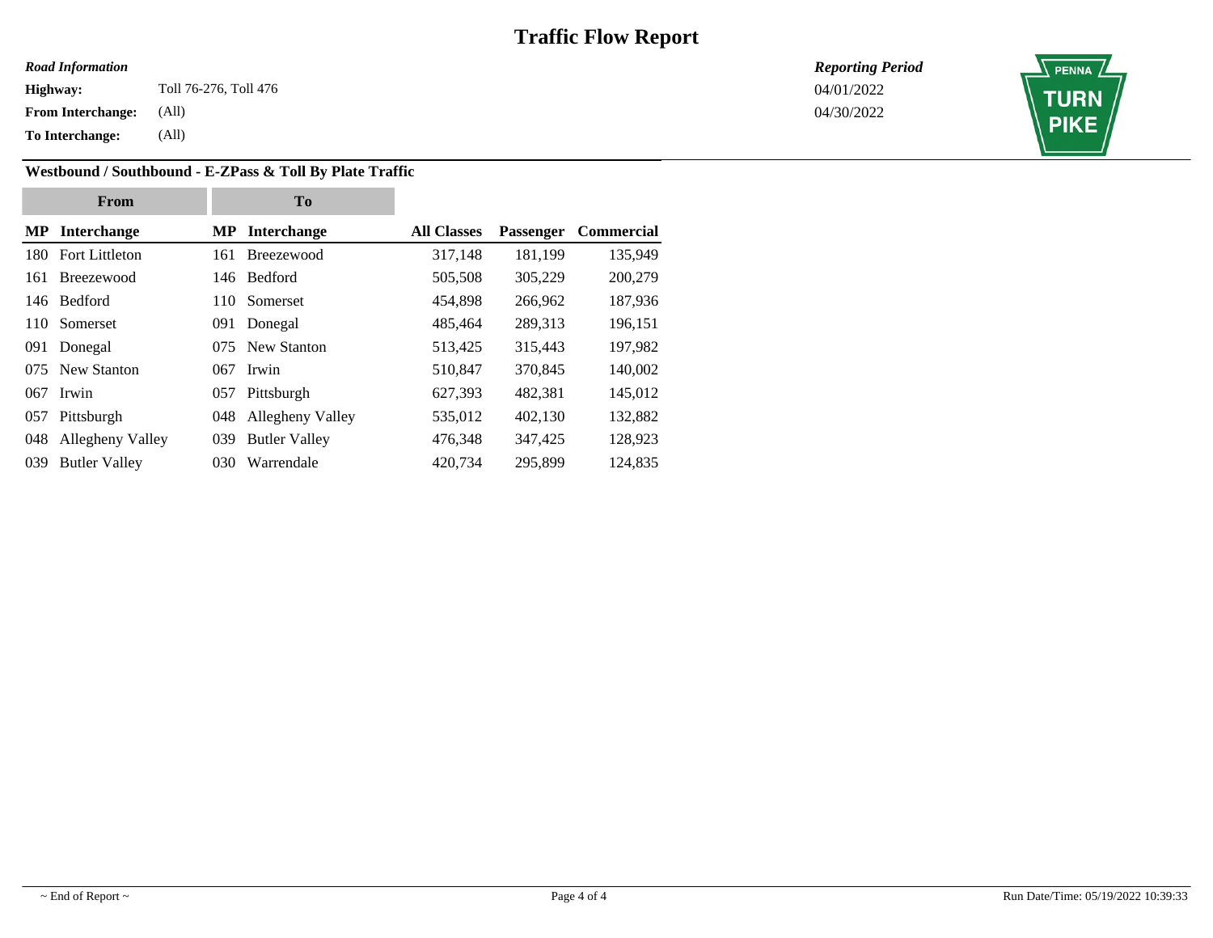# Traffic Flow Report

***Road Information***

**Highway:** Toll 76-276, Toll 476

**From Interchange:** (All)

**To Interchange:** (All)

***Reporting Period***

04/01/2022

04/30/2022

PENNA TURN PIKE

### Westbound / Southbound - E-ZPass & Toll By Plate Traffic

| From | | To | | | | |
|---|---|---|---|---|---|---|
| **MP** | **Interchange** | **MP** | **Interchange** | **All Classes** | **Passenger** | **Commercial** |
| 180 | Fort Littleton | 161 | Breezewood | 317,148 | 181,199 | 135,949 |
| 161 | Breezewood | 146 | Bedford | 505,508 | 305,229 | 200,279 |
| 146 | Bedford | 110 | Somerset | 454,898 | 266,962 | 187,936 |
| 110 | Somerset | 091 | Donegal | 485,464 | 289,313 | 196,151 |
| 091 | Donegal | 075 | New Stanton | 513,425 | 315,443 | 197,982 |
| 075 | New Stanton | 067 | Irwin | 510,847 | 370,845 | 140,002 |
| 067 | Irwin | 057 | Pittsburgh | 627,393 | 482,381 | 145,012 |
| 057 | Pittsburgh | 048 | Allegheny Valley | 535,012 | 402,130 | 132,882 |
| 048 | Allegheny Valley | 039 | Butler Valley | 476,348 | 347,425 | 128,923 |
| 039 | Butler Valley | 030 | Warrendale | 420,734 | 295,899 | 124,835 |

~ End of Report ~

Run Date/Time: 05/19/2022 10:39:33